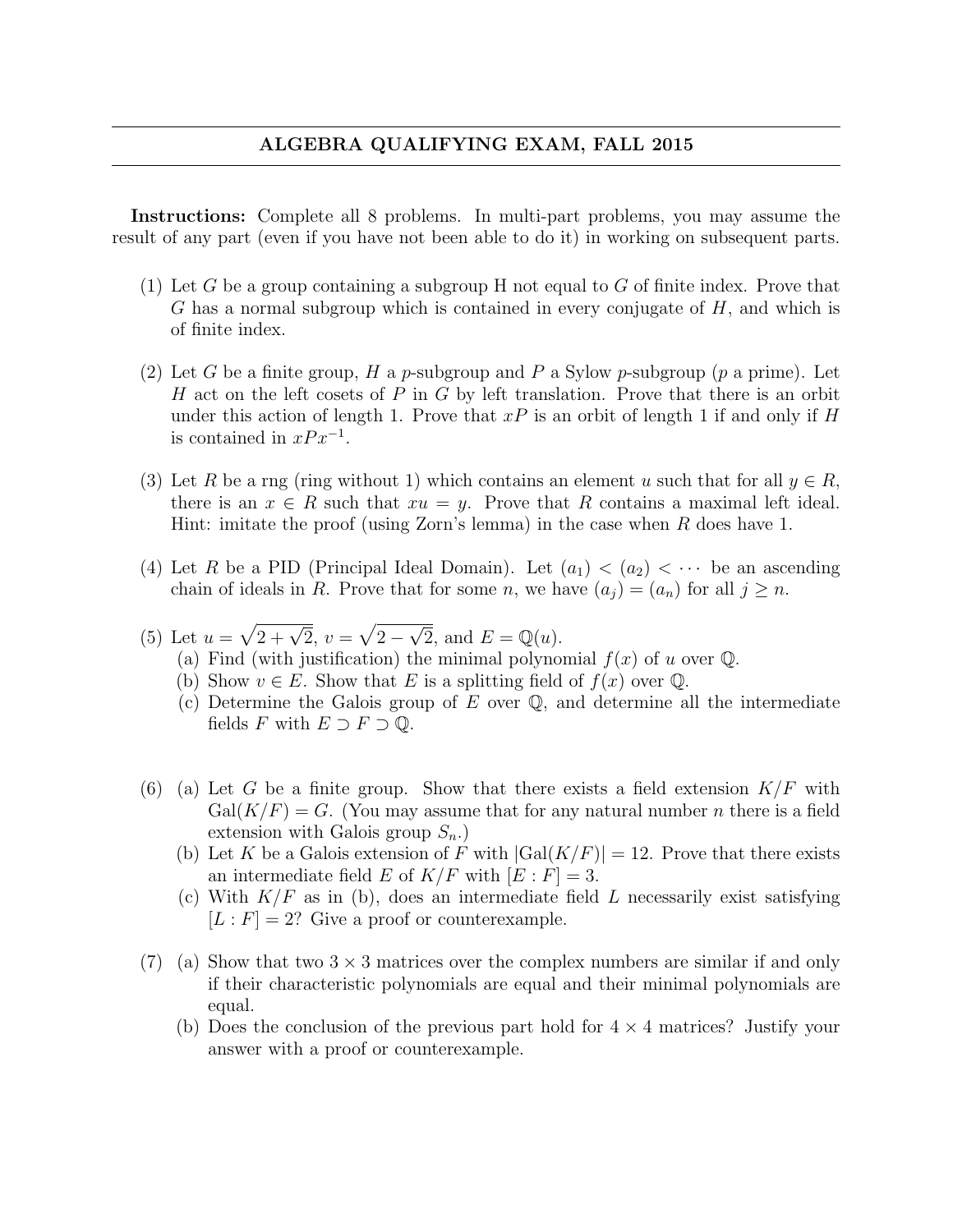# ALGEBRA QUALIFYING EXAM, FALL 2015

**Instructions:** Complete all 8 problems. In multi-part problems, you may assume the result of any part (even if you have not been able to do it) in working on subsequent parts.

(1) Let $G$ be a group containing a subgroup H not equal to $G$ of finite index. Prove that $G$ has a normal subgroup which is contained in every conjugate of $H$, and which is of finite index.

(2) Let $G$ be a finite group, $H$ a $p$-subgroup and $P$ a Sylow $p$-subgroup ($p$ a prime). Let $H$ act on the left cosets of $P$ in $G$ by left translation. Prove that there is an orbit under this action of length 1. Prove that $xP$ is an orbit of length 1 if and only if $H$ is contained in $xPx^{-1}$.

(3) Let $R$ be a rng (ring without 1) which contains an element $u$ such that for all $y \in R$, there is an $x \in R$ such that $xu = y$. Prove that $R$ contains a maximal left ideal. Hint: imitate the proof (using Zorn's lemma) in the case when $R$ does have 1.

(4) Let $R$ be a PID (Principal Ideal Domain). Let $(a_1) < (a_2) < \cdots$ be an ascending chain of ideals in $R$. Prove that for some $n$, we have $(a_j) = (a_n)$ for all $j \geq n$.

(5) Let $u = \sqrt{2 + \sqrt{2}}$, $v = \sqrt{2 - \sqrt{2}}$, and $E = \mathbb{Q}(u)$.
   (a) Find (with justification) the minimal polynomial $f(x)$ of $u$ over $\mathbb{Q}$.
   (b) Show $v \in E$. Show that $E$ is a splitting field of $f(x)$ over $\mathbb{Q}$.
   (c) Determine the Galois group of $E$ over $\mathbb{Q}$, and determine all the intermediate fields $F$ with $E \supset F \supset \mathbb{Q}$.

(6) (a) Let $G$ be a finite group. Show that there exists a field extension $K/F$ with $\mathrm{Gal}(K/F) = G$. (You may assume that for any natural number $n$ there is a field extension with Galois group $S_n$.)
   (b) Let $K$ be a Galois extension of $F$ with $|\mathrm{Gal}(K/F)| = 12$. Prove that there exists an intermediate field $E$ of $K/F$ with $[E : F] = 3$.
   (c) With $K/F$ as in (b), does an intermediate field $L$ necessarily exist satisfying $[L : F] = 2$? Give a proof or counterexample.

(7) (a) Show that two $3 \times 3$ matrices over the complex numbers are similar if and only if their characteristic polynomials are equal and their minimal polynomials are equal.
   (b) Does the conclusion of the previous part hold for $4 \times 4$ matrices? Justify your answer with a proof or counterexample.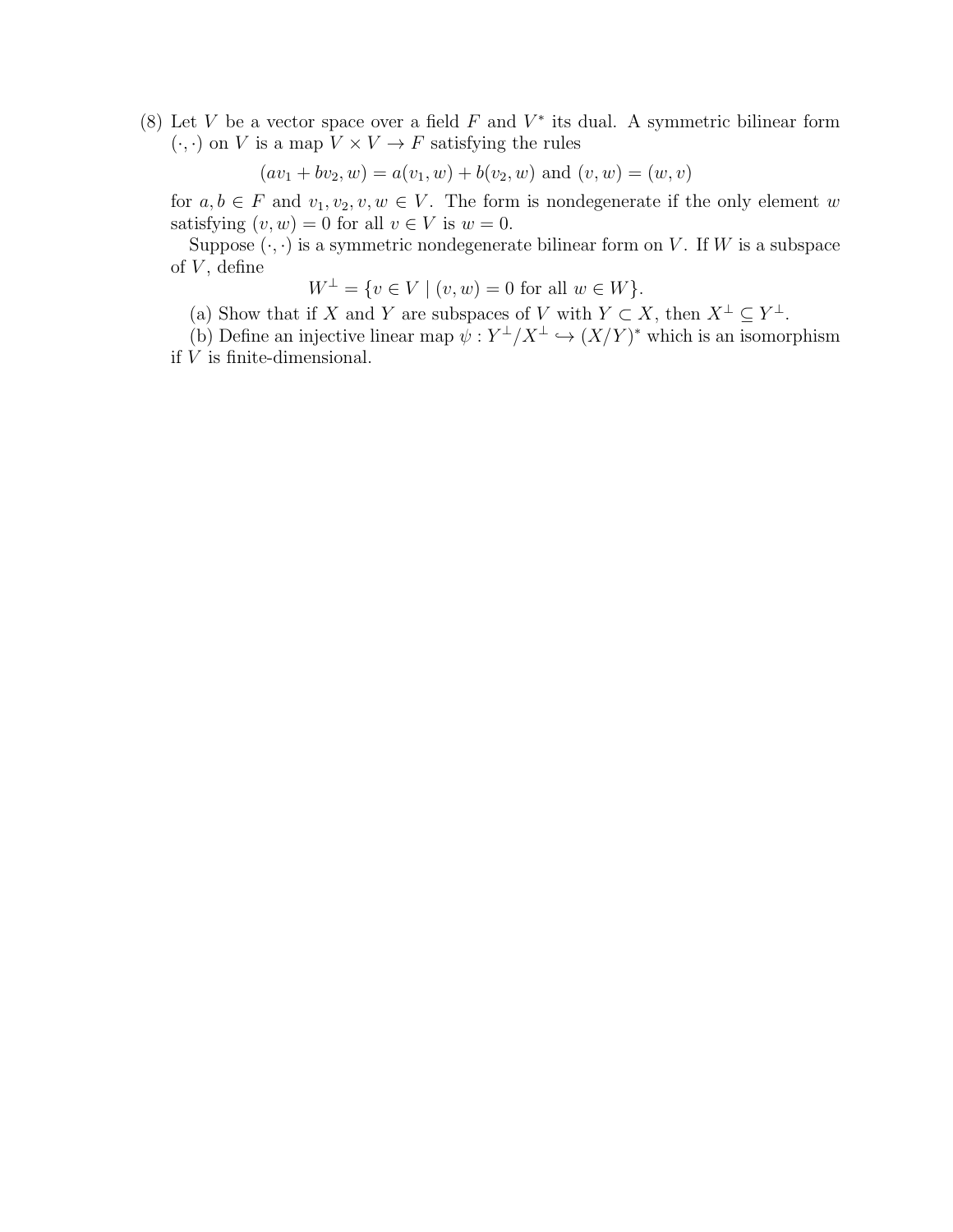(8) Let $V$ be a vector space over a field $F$ and $V^*$ its dual. A symmetric bilinear form $(\cdot, \cdot)$ on $V$ is a map $V \times V \to F$ satisfying the rules

$$(av_1 + bv_2, w) = a(v_1, w) + b(v_2, w) \text{ and } (v, w) = (w, v)$$

for $a, b \in F$ and $v_1, v_2, v, w \in V$. The form is nondegenerate if the only element $w$ satisfying $(v, w) = 0$ for all $v \in V$ is $w = 0$.

Suppose $(\cdot, \cdot)$ is a symmetric nondegenerate bilinear form on $V$. If $W$ is a subspace of $V$, define

$$W^\perp = \{v \in V \mid (v, w) = 0 \text{ for all } w \in W\}.$$

(a) Show that if $X$ and $Y$ are subspaces of $V$ with $Y \subset X$, then $X^\perp \subseteq Y^\perp$.

(b) Define an injective linear map $\psi : Y^\perp / X^\perp \hookrightarrow (X/Y)^*$ which is an isomorphism if $V$ is finite-dimensional.